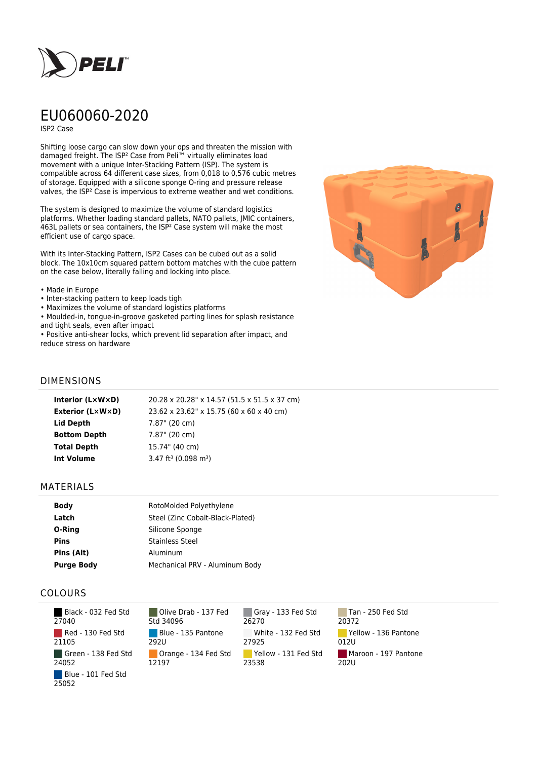# EU060060-2020

ISP2 Case

Shifting loose cargo can slow down your ops and threaten the mission with damaged freight. The ISP² Case from Peli™ virtually eliminates load movement with a unique Inter-Stacking Pattern (ISP). The system is compatible across 64 different case sizes, from 0,018 to 0,576 cubic metres of storage. Equipped with a silicone sponge O-ring and pressure release valves, the ISP² Case is impervious to extreme weather and wet conditions.

The system is designed to maximize the volume of standard logistics platforms. Whether loading standard pallets, NATO pallets, JMIC containers, 463L pallets or sea containers, the ISP² Case system will make the most efficient use of cargo space.

With its Inter-Stacking Pattern, ISP2 Cases can be cubed out as a solid block. The 10x10cm squared pattern bottom matches with the cube pattern on the case below, literally falling and locking into place.

- Made in Europe
- Inter-stacking pattern to keep loads tigh
- Maximizes the volume of standard logistics platforms
- Moulded-in, tongue-in-groove gasketed parting lines for splash resistance and tight seals, even after impact
- Positive anti-shear locks, which prevent lid separation after impact, and reduce stress on hardware

## DIMENSIONS

| | |
|---|---|
| **Interior (L×W×D)** | 20.28 x 20.28" x 14.57 (51.5 x 51.5 x 37 cm) |
| **Exterior (L×W×D)** | 23.62 x 23.62" x 15.75 (60 x 60 x 40 cm) |
| **Lid Depth** | 7.87" (20 cm) |
| **Bottom Depth** | 7.87" (20 cm) |
| **Total Depth** | 15.74" (40 cm) |
| **Int Volume** | 3.47 ft³ (0.098 m³) |

## MATERIALS

| | |
|---|---|
| **Body** | RotoMolded Polyethylene |
| **Latch** | Steel (Zinc Cobalt-Black-Plated) |
| **O-Ring** | Silicone Sponge |
| **Pins** | Stainless Steel |
| **Pins (Alt)** | Aluminum |
| **Purge Body** | Mechanical PRV - Aluminum Body |

## COLOURS

| | | | |
|---|---|---|---|
| Black - 032 Fed Std 27040 | Olive Drab - 137 Fed Std 34096 | Gray - 133 Fed Std 26270 | Tan - 250 Fed Std 20372 |
| Red - 130 Fed Std 21105 | Blue - 135 Pantone 292U | White - 132 Fed Std 27925 | Yellow - 136 Pantone 012U |
| Green - 138 Fed Std 24052 | Orange - 134 Fed Std 12197 | Yellow - 131 Fed Std 23538 | Maroon - 197 Pantone 202U |
| Blue - 101 Fed Std 25052 | | | |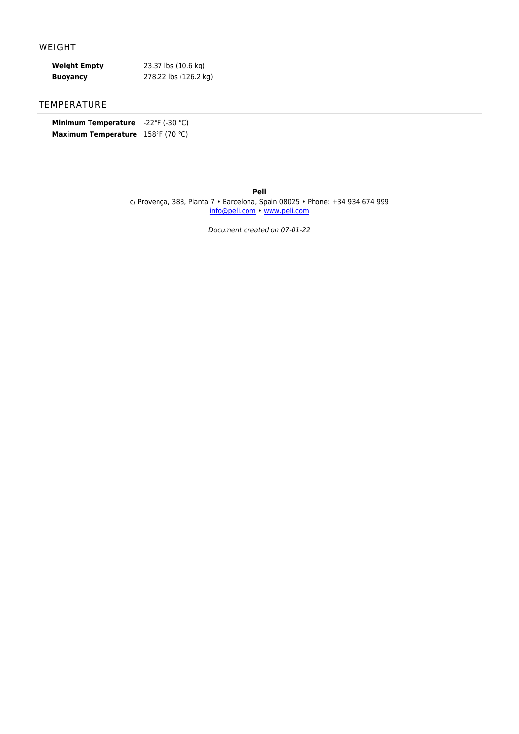## WEIGHT

| | |
|---|---|
| **Weight Empty** | 23.37 lbs (10.6 kg) |
| **Buoyancy** | 278.22 lbs (126.2 kg) |

## TEMPERATURE

| | |
|---|---|
| **Minimum Temperature** | -22°F (-30 °C) |
| **Maximum Temperature** | 158°F (70 °C) |

**Peli**
c/ Provença, 388, Planta 7 • Barcelona, Spain 08025 • Phone: +34 934 674 999
info@peli.com • www.peli.com

*Document created on 07-01-22*